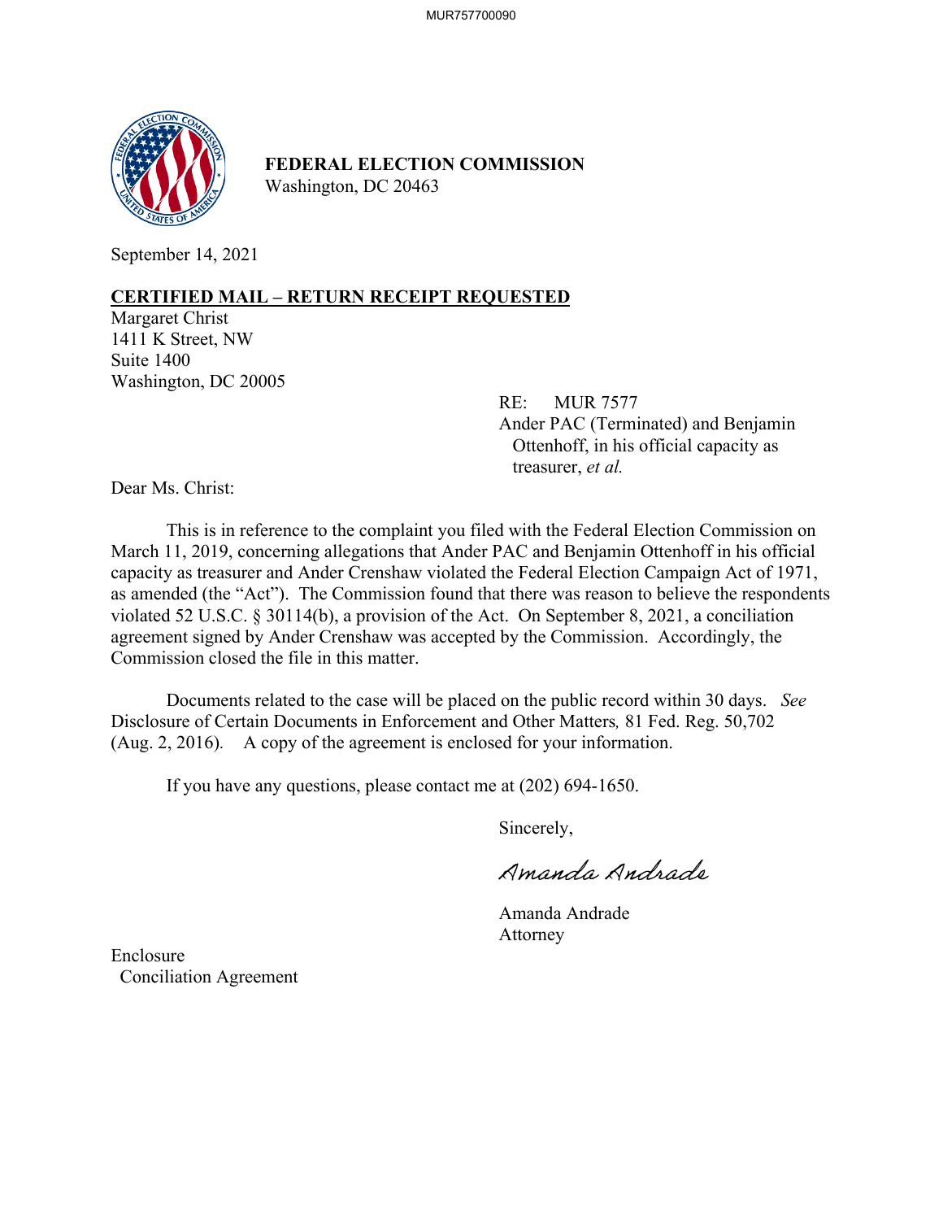**FEDERAL ELECTION COMMISSION**
Washington, DC 20463

September 14, 2021

**CERTIFIED MAIL – RETURN RECEIPT REQUESTED**
Margaret Christ
1411 K Street, NW
Suite 1400
Washington, DC 20005

RE: MUR 7577
Ander PAC (Terminated) and Benjamin Ottenhoff, in his official capacity as treasurer, *et al.*

Dear Ms. Christ:

This is in reference to the complaint you filed with the Federal Election Commission on March 11, 2019, concerning allegations that Ander PAC and Benjamin Ottenhoff in his official capacity as treasurer and Ander Crenshaw violated the Federal Election Campaign Act of 1971, as amended (the "Act"). The Commission found that there was reason to believe the respondents violated 52 U.S.C. § 30114(b), a provision of the Act. On September 8, 2021, a conciliation agreement signed by Ander Crenshaw was accepted by the Commission. Accordingly, the Commission closed the file in this matter.

Documents related to the case will be placed on the public record within 30 days. *See* Disclosure of Certain Documents in Enforcement and Other Matters, 81 Fed. Reg. 50,702 (Aug. 2, 2016). A copy of the agreement is enclosed for your information.

If you have any questions, please contact me at (202) 694-1650.

Sincerely,

Amanda Andrade

Amanda Andrade
Attorney

Enclosure
Conciliation Agreement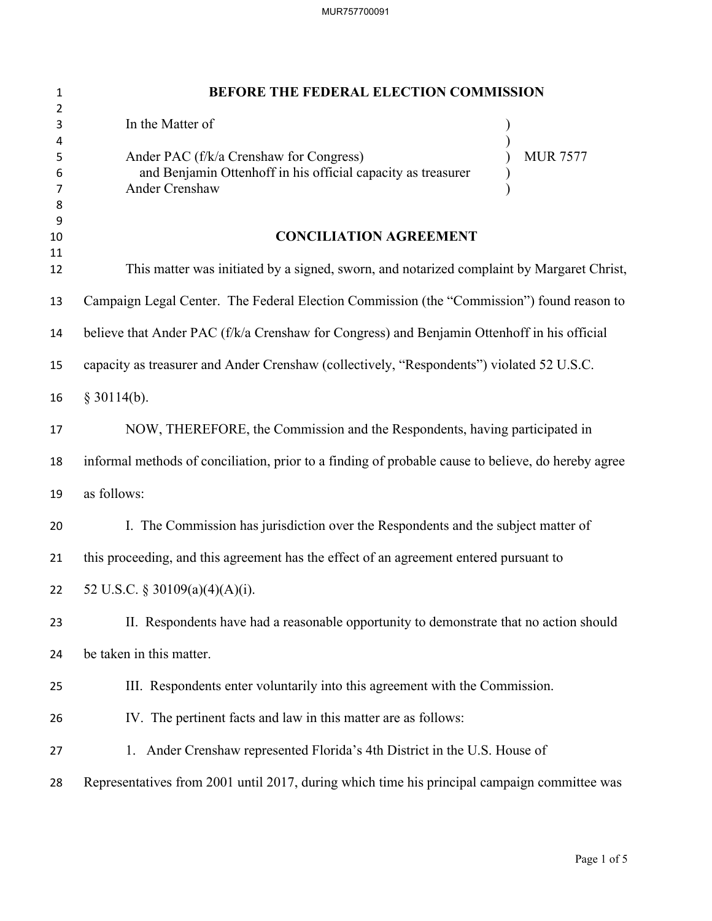# BEFORE THE FEDERAL ELECTION COMMISSION

In the Matter of

Ander PAC (f/k/a Crenshaw for Congress)
and Benjamin Ottenhoff in his official capacity as treasurer
Ander Crenshaw

MUR 7577

## CONCILIATION AGREEMENT

This matter was initiated by a signed, sworn, and notarized complaint by Margaret Christ, Campaign Legal Center. The Federal Election Commission (the "Commission") found reason to believe that Ander PAC (f/k/a Crenshaw for Congress) and Benjamin Ottenhoff in his official capacity as treasurer and Ander Crenshaw (collectively, "Respondents") violated 52 U.S.C. § 30114(b).

NOW, THEREFORE, the Commission and the Respondents, having participated in informal methods of conciliation, prior to a finding of probable cause to believe, do hereby agree as follows:

I. The Commission has jurisdiction over the Respondents and the subject matter of this proceeding, and this agreement has the effect of an agreement entered pursuant to 52 U.S.C. § 30109(a)(4)(A)(i).

II. Respondents have had a reasonable opportunity to demonstrate that no action should be taken in this matter.

III. Respondents enter voluntarily into this agreement with the Commission.

IV. The pertinent facts and law in this matter are as follows:

1. Ander Crenshaw represented Florida's 4th District in the U.S. House of Representatives from 2001 until 2017, during which time his principal campaign committee was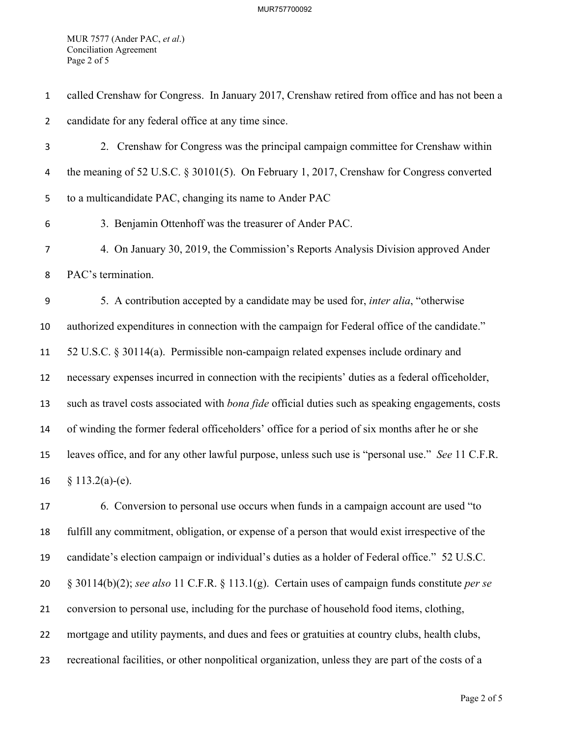called Crenshaw for Congress. In January 2017, Crenshaw retired from office and has not been a candidate for any federal office at any time since.

2. Crenshaw for Congress was the principal campaign committee for Crenshaw within the meaning of 52 U.S.C. § 30101(5). On February 1, 2017, Crenshaw for Congress converted to a multicandidate PAC, changing its name to Ander PAC

3. Benjamin Ottenhoff was the treasurer of Ander PAC.

4. On January 30, 2019, the Commission's Reports Analysis Division approved Ander PAC's termination.

5. A contribution accepted by a candidate may be used for, *inter alia*, "otherwise authorized expenditures in connection with the campaign for Federal office of the candidate." 52 U.S.C. § 30114(a). Permissible non-campaign related expenses include ordinary and necessary expenses incurred in connection with the recipients' duties as a federal officeholder, such as travel costs associated with *bona fide* official duties such as speaking engagements, costs of winding the former federal officeholders' office for a period of six months after he or she leaves office, and for any other lawful purpose, unless such use is "personal use." *See* 11 C.F.R. § 113.2(a)-(e).

6. Conversion to personal use occurs when funds in a campaign account are used "to fulfill any commitment, obligation, or expense of a person that would exist irrespective of the candidate's election campaign or individual's duties as a holder of Federal office." 52 U.S.C. § 30114(b)(2); *see also* 11 C.F.R. § 113.1(g). Certain uses of campaign funds constitute *per se* conversion to personal use, including for the purchase of household food items, clothing, mortgage and utility payments, and dues and fees or gratuities at country clubs, health clubs, recreational facilities, or other nonpolitical organization, unless they are part of the costs of a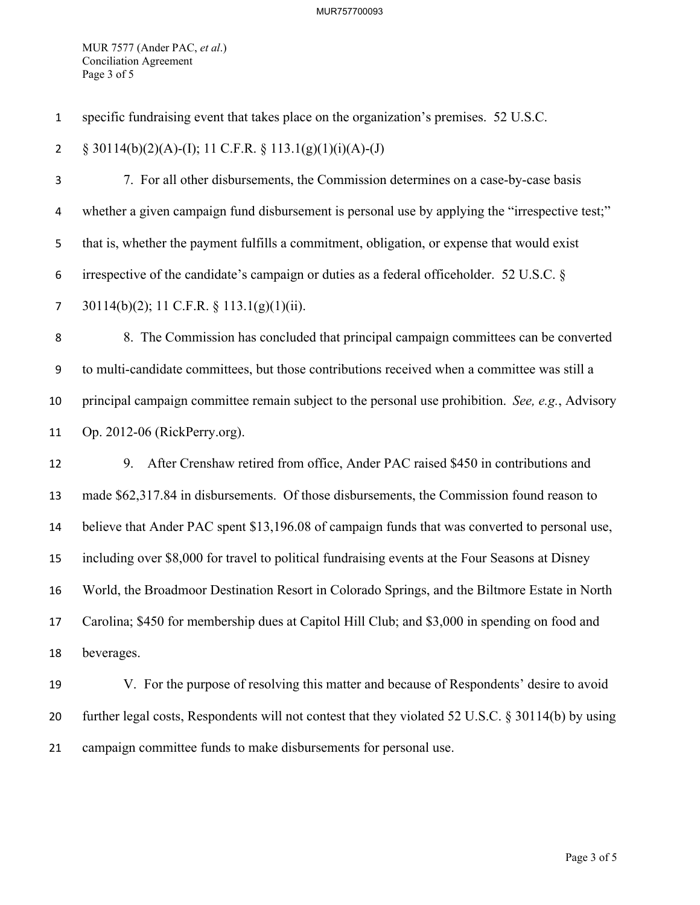specific fundraising event that takes place on the organization's premises. 52 U.S.C. § 30114(b)(2)(A)-(I); 11 C.F.R. § 113.1(g)(1)(i)(A)-(J)

7. For all other disbursements, the Commission determines on a case-by-case basis whether a given campaign fund disbursement is personal use by applying the "irrespective test;" that is, whether the payment fulfills a commitment, obligation, or expense that would exist irrespective of the candidate's campaign or duties as a federal officeholder. 52 U.S.C. § 30114(b)(2); 11 C.F.R. § 113.1(g)(1)(ii).

8. The Commission has concluded that principal campaign committees can be converted to multi-candidate committees, but those contributions received when a committee was still a principal campaign committee remain subject to the personal use prohibition. *See, e.g.*, Advisory Op. 2012-06 (RickPerry.org).

9. After Crenshaw retired from office, Ander PAC raised $450 in contributions and made $62,317.84 in disbursements. Of those disbursements, the Commission found reason to believe that Ander PAC spent $13,196.08 of campaign funds that was converted to personal use, including over $8,000 for travel to political fundraising events at the Four Seasons at Disney World, the Broadmoor Destination Resort in Colorado Springs, and the Biltmore Estate in North Carolina; $450 for membership dues at Capitol Hill Club; and $3,000 in spending on food and beverages.

V. For the purpose of resolving this matter and because of Respondents' desire to avoid further legal costs, Respondents will not contest that they violated 52 U.S.C. § 30114(b) by using campaign committee funds to make disbursements for personal use.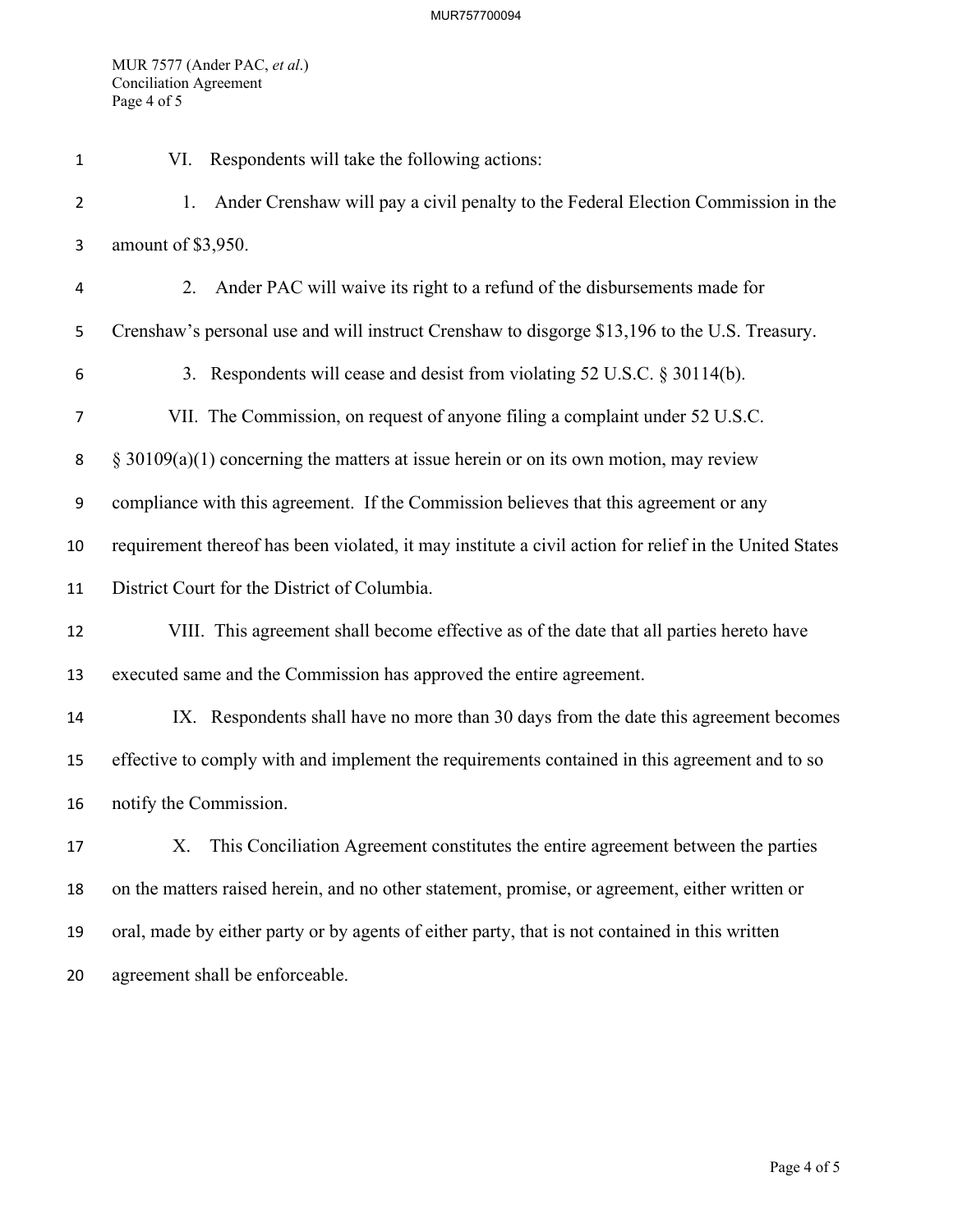VI. Respondents will take the following actions:

1. Ander Crenshaw will pay a civil penalty to the Federal Election Commission in the amount of $3,950.

2. Ander PAC will waive its right to a refund of the disbursements made for Crenshaw's personal use and will instruct Crenshaw to disgorge $13,196 to the U.S. Treasury.

3. Respondents will cease and desist from violating 52 U.S.C. § 30114(b).

VII. The Commission, on request of anyone filing a complaint under 52 U.S.C. § 30109(a)(1) concerning the matters at issue herein or on its own motion, may review compliance with this agreement. If the Commission believes that this agreement or any requirement thereof has been violated, it may institute a civil action for relief in the United States District Court for the District of Columbia.

VIII. This agreement shall become effective as of the date that all parties hereto have executed same and the Commission has approved the entire agreement.

IX. Respondents shall have no more than 30 days from the date this agreement becomes effective to comply with and implement the requirements contained in this agreement and to so notify the Commission.

X. This Conciliation Agreement constitutes the entire agreement between the parties on the matters raised herein, and no other statement, promise, or agreement, either written or oral, made by either party or by agents of either party, that is not contained in this written agreement shall be enforceable.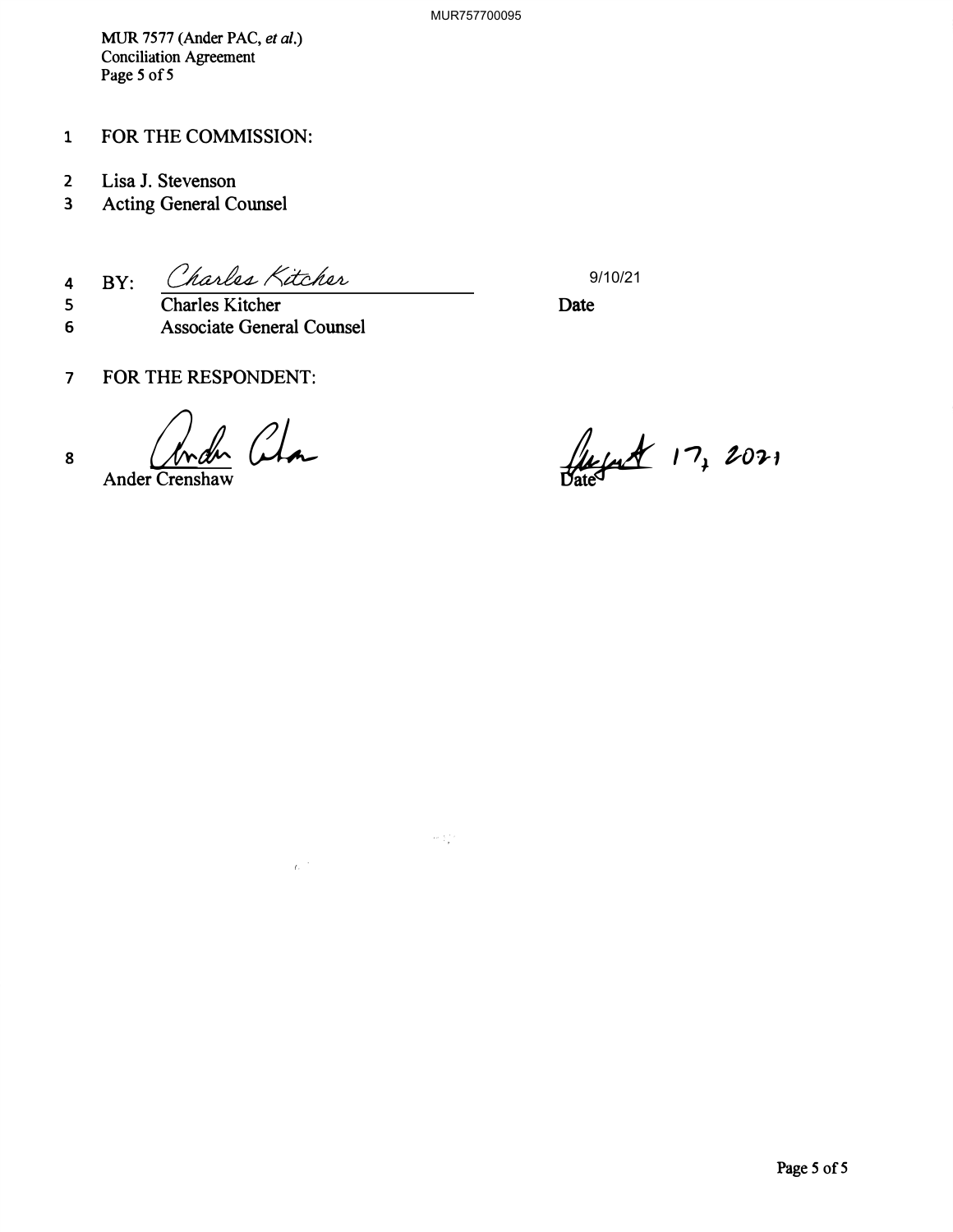FOR THE COMMISSION:

Lisa J. Stevenson
Acting General Counsel

BY: *Charles Kitcher* 9/10/21
Charles Kitcher Date
Associate General Counsel

FOR THE RESPONDENT:

*Ander Crenshaw* *August 17, 2021*
Ander Crenshaw Date